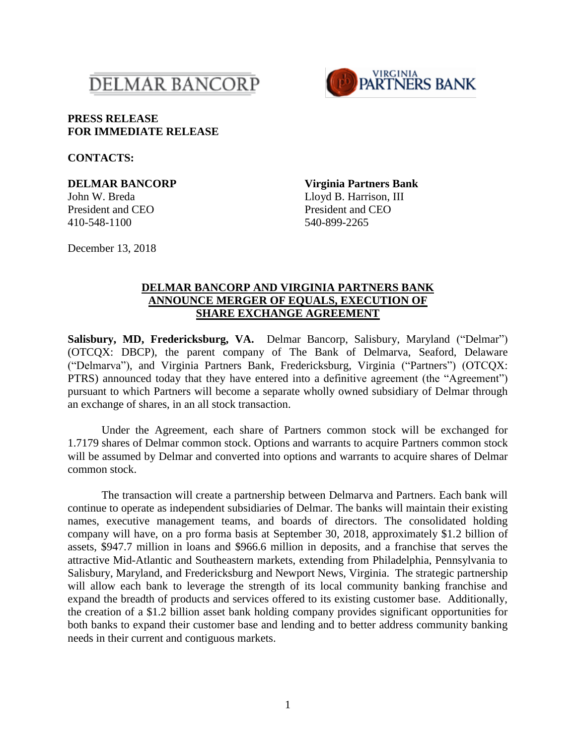DELMAR BANCORP

VIRGINIA PARTNERS BANK

**PRESS RELEASE**
**FOR IMMEDIATE RELEASE**

**CONTACTS:**

**DELMAR BANCORP**
John W. Breda
President and CEO
410-548-1100

**Virginia Partners Bank**
Lloyd B. Harrison, III
President and CEO
540-899-2265

December 13, 2018

## DELMAR BANCORP AND VIRGINIA PARTNERS BANK ANNOUNCE MERGER OF EQUALS, EXECUTION OF SHARE EXCHANGE AGREEMENT

**Salisbury, MD, Fredericksburg, VA.** Delmar Bancorp, Salisbury, Maryland ("Delmar") (OTCQX: DBCP), the parent company of The Bank of Delmarva, Seaford, Delaware ("Delmarva"), and Virginia Partners Bank, Fredericksburg, Virginia ("Partners") (OTCQX: PTRS) announced today that they have entered into a definitive agreement (the "Agreement") pursuant to which Partners will become a separate wholly owned subsidiary of Delmar through an exchange of shares, in an all stock transaction.

Under the Agreement, each share of Partners common stock will be exchanged for 1.7179 shares of Delmar common stock. Options and warrants to acquire Partners common stock will be assumed by Delmar and converted into options and warrants to acquire shares of Delmar common stock.

The transaction will create a partnership between Delmarva and Partners. Each bank will continue to operate as independent subsidiaries of Delmar. The banks will maintain their existing names, executive management teams, and boards of directors. The consolidated holding company will have, on a pro forma basis at September 30, 2018, approximately $1.2 billion of assets, $947.7 million in loans and $966.6 million in deposits, and a franchise that serves the attractive Mid-Atlantic and Southeastern markets, extending from Philadelphia, Pennsylvania to Salisbury, Maryland, and Fredericksburg and Newport News, Virginia. The strategic partnership will allow each bank to leverage the strength of its local community banking franchise and expand the breadth of products and services offered to its existing customer base. Additionally, the creation of a $1.2 billion asset bank holding company provides significant opportunities for both banks to expand their customer base and lending and to better address community banking needs in their current and contiguous markets.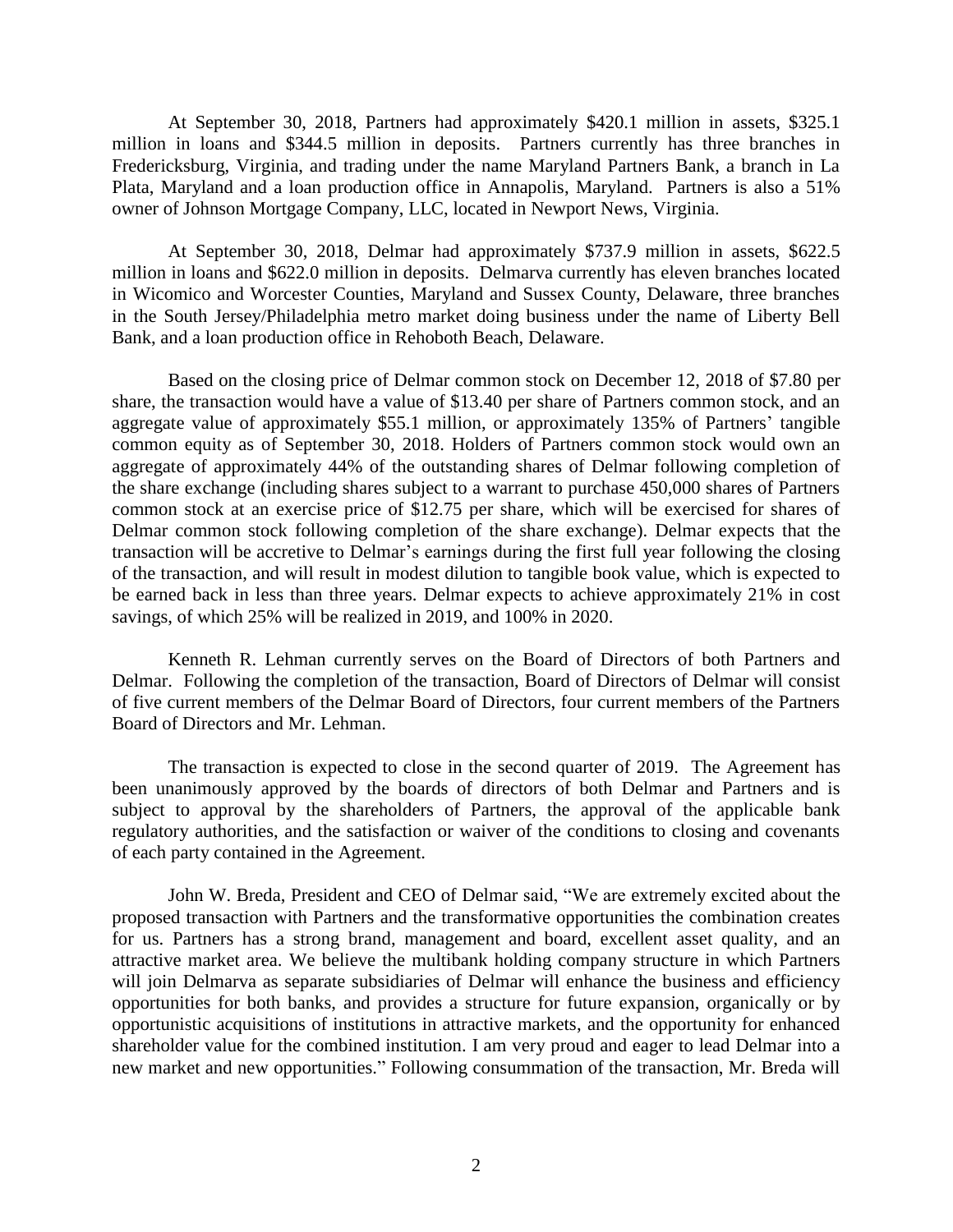At September 30, 2018, Partners had approximately $420.1 million in assets, $325.1 million in loans and $344.5 million in deposits. Partners currently has three branches in Fredericksburg, Virginia, and trading under the name Maryland Partners Bank, a branch in La Plata, Maryland and a loan production office in Annapolis, Maryland. Partners is also a 51% owner of Johnson Mortgage Company, LLC, located in Newport News, Virginia.

At September 30, 2018, Delmar had approximately $737.9 million in assets, $622.5 million in loans and $622.0 million in deposits. Delmarva currently has eleven branches located in Wicomico and Worcester Counties, Maryland and Sussex County, Delaware, three branches in the South Jersey/Philadelphia metro market doing business under the name of Liberty Bell Bank, and a loan production office in Rehoboth Beach, Delaware.

Based on the closing price of Delmar common stock on December 12, 2018 of $7.80 per share, the transaction would have a value of $13.40 per share of Partners common stock, and an aggregate value of approximately $55.1 million, or approximately 135% of Partners' tangible common equity as of September 30, 2018. Holders of Partners common stock would own an aggregate of approximately 44% of the outstanding shares of Delmar following completion of the share exchange (including shares subject to a warrant to purchase 450,000 shares of Partners common stock at an exercise price of $12.75 per share, which will be exercised for shares of Delmar common stock following completion of the share exchange). Delmar expects that the transaction will be accretive to Delmar's earnings during the first full year following the closing of the transaction, and will result in modest dilution to tangible book value, which is expected to be earned back in less than three years. Delmar expects to achieve approximately 21% in cost savings, of which 25% will be realized in 2019, and 100% in 2020.

Kenneth R. Lehman currently serves on the Board of Directors of both Partners and Delmar. Following the completion of the transaction, Board of Directors of Delmar will consist of five current members of the Delmar Board of Directors, four current members of the Partners Board of Directors and Mr. Lehman.

The transaction is expected to close in the second quarter of 2019. The Agreement has been unanimously approved by the boards of directors of both Delmar and Partners and is subject to approval by the shareholders of Partners, the approval of the applicable bank regulatory authorities, and the satisfaction or waiver of the conditions to closing and covenants of each party contained in the Agreement.

John W. Breda, President and CEO of Delmar said, "We are extremely excited about the proposed transaction with Partners and the transformative opportunities the combination creates for us. Partners has a strong brand, management and board, excellent asset quality, and an attractive market area. We believe the multibank holding company structure in which Partners will join Delmarva as separate subsidiaries of Delmar will enhance the business and efficiency opportunities for both banks, and provides a structure for future expansion, organically or by opportunistic acquisitions of institutions in attractive markets, and the opportunity for enhanced shareholder value for the combined institution. I am very proud and eager to lead Delmar into a new market and new opportunities." Following consummation of the transaction, Mr. Breda will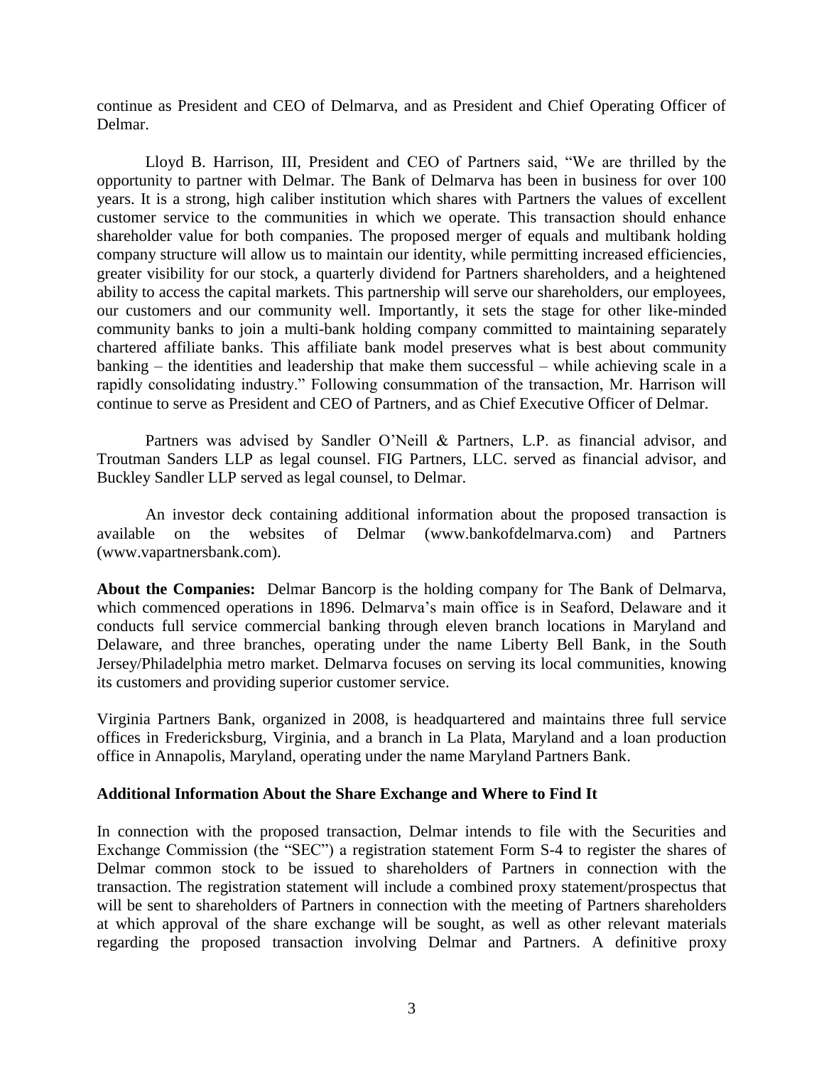continue as President and CEO of Delmarva, and as President and Chief Operating Officer of Delmar.

Lloyd B. Harrison, III, President and CEO of Partners said, "We are thrilled by the opportunity to partner with Delmar. The Bank of Delmarva has been in business for over 100 years. It is a strong, high caliber institution which shares with Partners the values of excellent customer service to the communities in which we operate. This transaction should enhance shareholder value for both companies. The proposed merger of equals and multibank holding company structure will allow us to maintain our identity, while permitting increased efficiencies, greater visibility for our stock, a quarterly dividend for Partners shareholders, and a heightened ability to access the capital markets. This partnership will serve our shareholders, our employees, our customers and our community well. Importantly, it sets the stage for other like-minded community banks to join a multi-bank holding company committed to maintaining separately chartered affiliate banks. This affiliate bank model preserves what is best about community banking – the identities and leadership that make them successful – while achieving scale in a rapidly consolidating industry." Following consummation of the transaction, Mr. Harrison will continue to serve as President and CEO of Partners, and as Chief Executive Officer of Delmar.

Partners was advised by Sandler O'Neill & Partners, L.P. as financial advisor, and Troutman Sanders LLP as legal counsel. FIG Partners, LLC. served as financial advisor, and Buckley Sandler LLP served as legal counsel, to Delmar.

An investor deck containing additional information about the proposed transaction is available on the websites of Delmar (www.bankofdelmarva.com) and Partners (www.vapartnersbank.com).

**About the Companies:** Delmar Bancorp is the holding company for The Bank of Delmarva, which commenced operations in 1896. Delmarva's main office is in Seaford, Delaware and it conducts full service commercial banking through eleven branch locations in Maryland and Delaware, and three branches, operating under the name Liberty Bell Bank, in the South Jersey/Philadelphia metro market. Delmarva focuses on serving its local communities, knowing its customers and providing superior customer service.

Virginia Partners Bank, organized in 2008, is headquartered and maintains three full service offices in Fredericksburg, Virginia, and a branch in La Plata, Maryland and a loan production office in Annapolis, Maryland, operating under the name Maryland Partners Bank.

**Additional Information About the Share Exchange and Where to Find It**

In connection with the proposed transaction, Delmar intends to file with the Securities and Exchange Commission (the "SEC") a registration statement Form S-4 to register the shares of Delmar common stock to be issued to shareholders of Partners in connection with the transaction. The registration statement will include a combined proxy statement/prospectus that will be sent to shareholders of Partners in connection with the meeting of Partners shareholders at which approval of the share exchange will be sought, as well as other relevant materials regarding the proposed transaction involving Delmar and Partners. A definitive proxy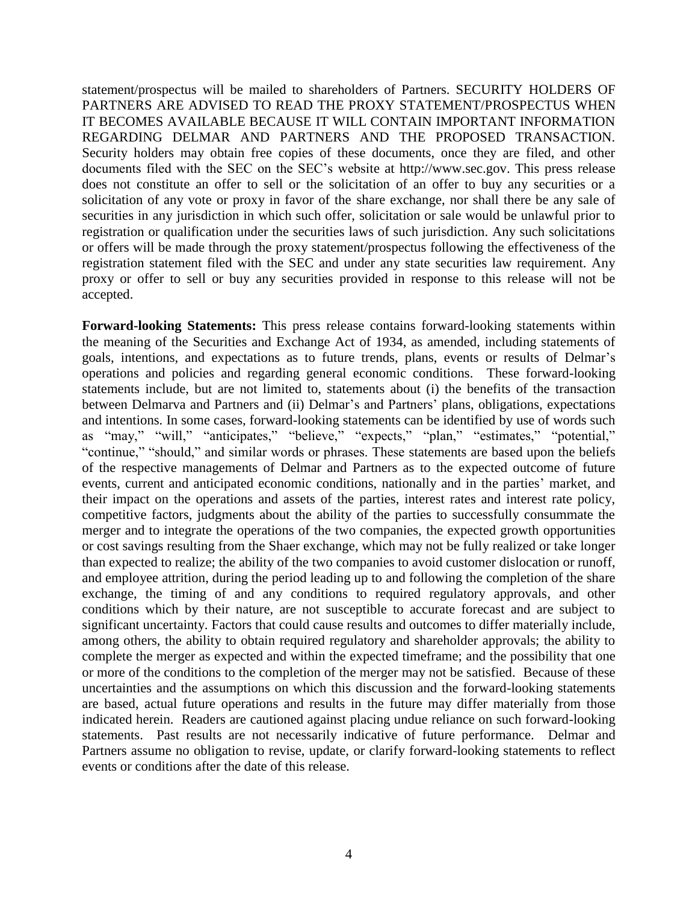statement/prospectus will be mailed to shareholders of Partners. SECURITY HOLDERS OF PARTNERS ARE ADVISED TO READ THE PROXY STATEMENT/PROSPECTUS WHEN IT BECOMES AVAILABLE BECAUSE IT WILL CONTAIN IMPORTANT INFORMATION REGARDING DELMAR AND PARTNERS AND THE PROPOSED TRANSACTION. Security holders may obtain free copies of these documents, once they are filed, and other documents filed with the SEC on the SEC's website at http://www.sec.gov. This press release does not constitute an offer to sell or the solicitation of an offer to buy any securities or a solicitation of any vote or proxy in favor of the share exchange, nor shall there be any sale of securities in any jurisdiction in which such offer, solicitation or sale would be unlawful prior to registration or qualification under the securities laws of such jurisdiction. Any such solicitations or offers will be made through the proxy statement/prospectus following the effectiveness of the registration statement filed with the SEC and under any state securities law requirement. Any proxy or offer to sell or buy any securities provided in response to this release will not be accepted.

**Forward-looking Statements:** This press release contains forward-looking statements within the meaning of the Securities and Exchange Act of 1934, as amended, including statements of goals, intentions, and expectations as to future trends, plans, events or results of Delmar's operations and policies and regarding general economic conditions. These forward-looking statements include, but are not limited to, statements about (i) the benefits of the transaction between Delmarva and Partners and (ii) Delmar's and Partners' plans, obligations, expectations and intentions. In some cases, forward-looking statements can be identified by use of words such as "may," "will," "anticipates," "believe," "expects," "plan," "estimates," "potential," "continue," "should," and similar words or phrases. These statements are based upon the beliefs of the respective managements of Delmar and Partners as to the expected outcome of future events, current and anticipated economic conditions, nationally and in the parties' market, and their impact on the operations and assets of the parties, interest rates and interest rate policy, competitive factors, judgments about the ability of the parties to successfully consummate the merger and to integrate the operations of the two companies, the expected growth opportunities or cost savings resulting from the Shaer exchange, which may not be fully realized or take longer than expected to realize; the ability of the two companies to avoid customer dislocation or runoff, and employee attrition, during the period leading up to and following the completion of the share exchange, the timing of and any conditions to required regulatory approvals, and other conditions which by their nature, are not susceptible to accurate forecast and are subject to significant uncertainty. Factors that could cause results and outcomes to differ materially include, among others, the ability to obtain required regulatory and shareholder approvals; the ability to complete the merger as expected and within the expected timeframe; and the possibility that one or more of the conditions to the completion of the merger may not be satisfied. Because of these uncertainties and the assumptions on which this discussion and the forward-looking statements are based, actual future operations and results in the future may differ materially from those indicated herein. Readers are cautioned against placing undue reliance on such forward-looking statements. Past results are not necessarily indicative of future performance. Delmar and Partners assume no obligation to revise, update, or clarify forward-looking statements to reflect events or conditions after the date of this release.